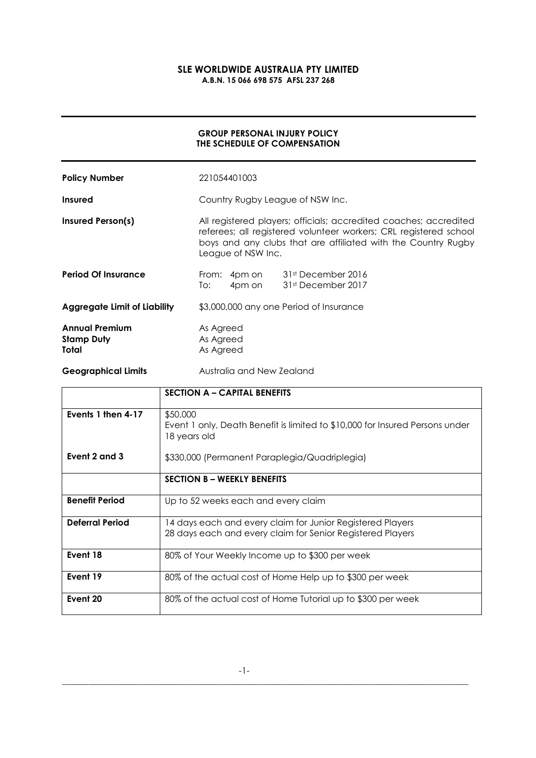**SLE WORLDWIDE AUSTRALIA PTY LIMITED**
**A.B.N. 15 066 698 575 AFSL 237 268**

---

**GROUP PERSONAL INJURY POLICY**
**THE SCHEDULE OF COMPENSATION**

---

**Policy Number** 221054401003

**Insured** Country Rugby League of NSW Inc.

**Insured Person(s)** All registered players; officials; accredited coaches; accredited referees; all registered volunteer workers; CRL registered school boys and any clubs that are affiliated with the Country Rugby League of NSW Inc.

**Period Of Insurance**
From: 4pm on 31st December 2016
To: 4pm on 31st December 2017

**Aggregate Limit of Liability** \$3,000,000 any one Period of Insurance

**Annual Premium** As Agreed
**Stamp Duty** As Agreed
**Total** As Agreed

**Geographical Limits** Australia and New Zealand

| | **SECTION A – CAPITAL BENEFITS** |
|---|---|
| **Events 1 then 4-17** | \$50,000<br>Event 1 only, Death Benefit is limited to \$10,000 for Insured Persons under 18 years old |
| **Event 2 and 3** | \$330,000 (Permanent Paraplegia/Quadriplegia) |
| | **SECTION B – WEEKLY BENEFITS** |
| **Benefit Period** | Up to 52 weeks each and every claim |
| **Deferral Period** | 14 days each and every claim for Junior Registered Players<br>28 days each and every claim for Senior Registered Players |
| **Event 18** | 80% of Your Weekly Income up to \$300 per week |
| **Event 19** | 80% of the actual cost of Home Help up to \$300 per week |
| **Event 20** | 80% of the actual cost of Home Tutorial up to \$300 per week |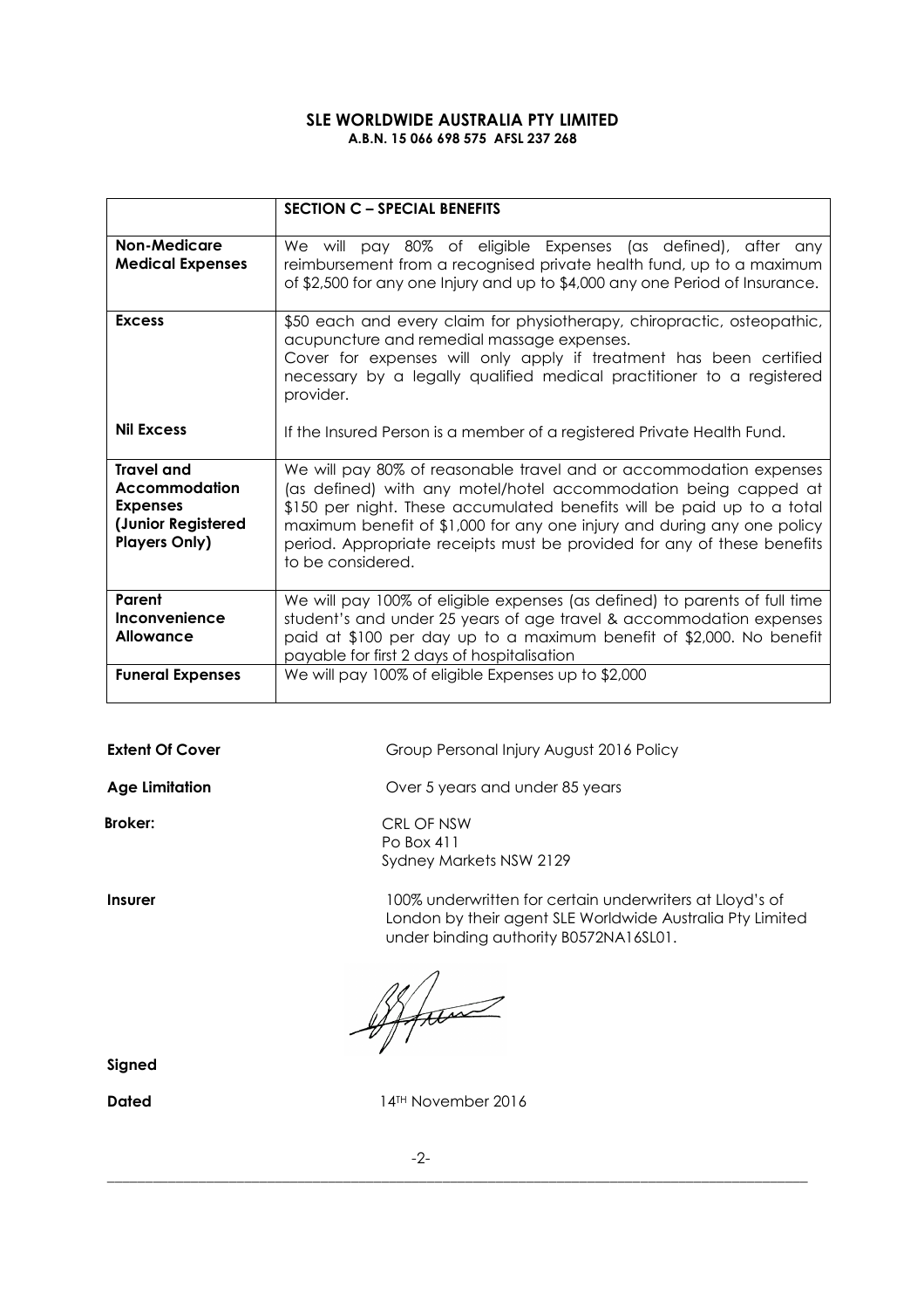**SLE WORLDWIDE AUSTRALIA PTY LIMITED**
**A.B.N. 15 066 698 575 AFSL 237 268**

| | **SECTION C – SPECIAL BENEFITS** |
|---|---|
| **Non-Medicare Medical Expenses** | We will pay 80% of eligible Expenses (as defined), after any reimbursement from a recognised private health fund, up to a maximum of $2,500 for any one Injury and up to $4,000 any one Period of Insurance. |
| **Excess** | $50 each and every claim for physiotherapy, chiropractic, osteopathic, acupuncture and remedial massage expenses. Cover for expenses will only apply if treatment has been certified necessary by a legally qualified medical practitioner to a registered provider. |
| **Nil Excess** | If the Insured Person is a member of a registered Private Health Fund. |
| **Travel and Accommodation Expenses (Junior Registered Players Only)** | We will pay 80% of reasonable travel and or accommodation expenses (as defined) with any motel/hotel accommodation being capped at $150 per night. These accumulated benefits will be paid up to a total maximum benefit of $1,000 for any one injury and during any one policy period. Appropriate receipts must be provided for any of these benefits to be considered. |
| **Parent Inconvenience Allowance** | We will pay 100% of eligible expenses (as defined) to parents of full time student's and under 25 years of age travel & accommodation expenses paid at $100 per day up to a maximum benefit of $2,000. No benefit payable for first 2 days of hospitalisation |
| **Funeral Expenses** | We will pay 100% of eligible Expenses up to $2,000 |

**Extent Of Cover** Group Personal Injury August 2016 Policy

**Age Limitation** Over 5 years and under 85 years

**Broker:** CRL OF NSW
Po Box 411
Sydney Markets NSW 2129

**Insurer** 100% underwritten for certain underwriters at Lloyd's of London by their agent SLE Worldwide Australia Pty Limited under binding authority B0572NA16SL01.

**Signed**

**Dated** 14TH November 2016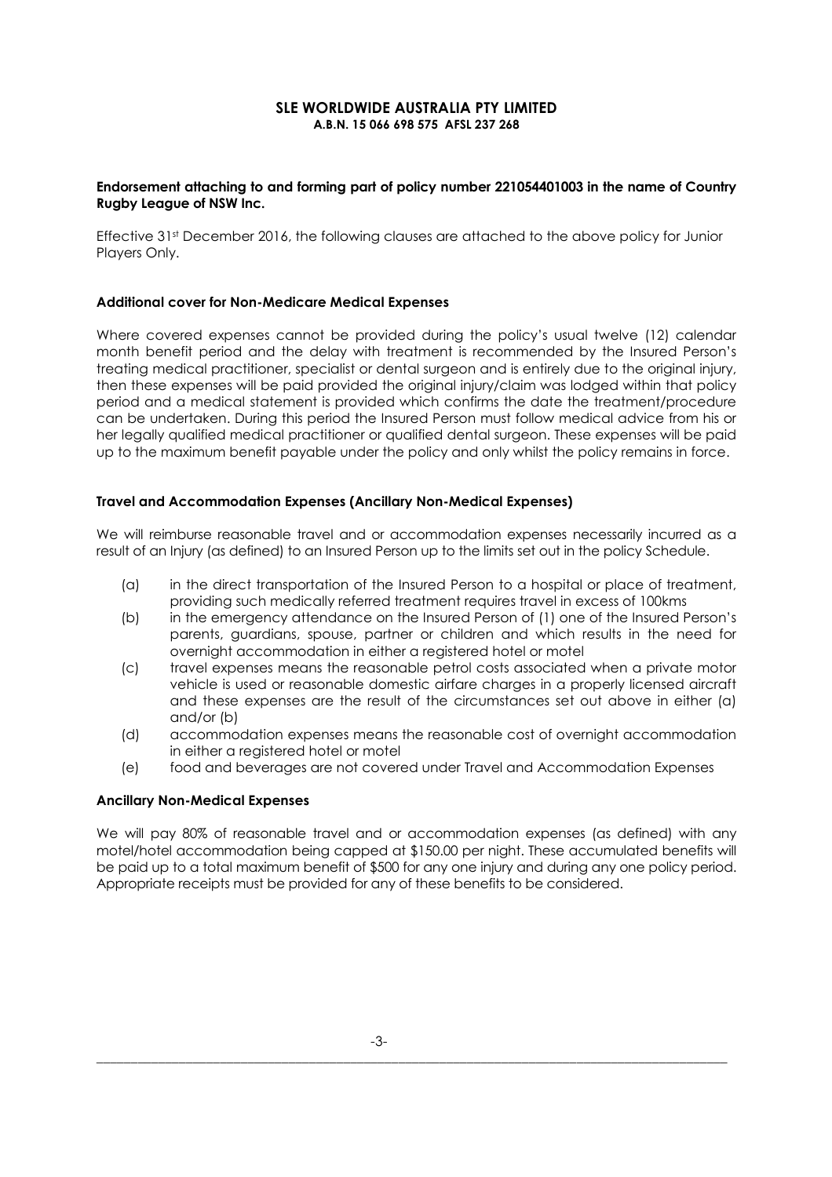**SLE WORLDWIDE AUSTRALIA PTY LIMITED**
**A.B.N. 15 066 698 575 AFSL 237 268**

**Endorsement attaching to and forming part of policy number 221054401003 in the name of Country Rugby League of NSW Inc.**

Effective 31st December 2016, the following clauses are attached to the above policy for Junior Players Only.

**Additional cover for Non-Medicare Medical Expenses**

Where covered expenses cannot be provided during the policy's usual twelve (12) calendar month benefit period and the delay with treatment is recommended by the Insured Person's treating medical practitioner, specialist or dental surgeon and is entirely due to the original injury, then these expenses will be paid provided the original injury/claim was lodged within that policy period and a medical statement is provided which confirms the date the treatment/procedure can be undertaken. During this period the Insured Person must follow medical advice from his or her legally qualified medical practitioner or qualified dental surgeon. These expenses will be paid up to the maximum benefit payable under the policy and only whilst the policy remains in force.

**Travel and Accommodation Expenses (Ancillary Non-Medical Expenses)**

We will reimburse reasonable travel and or accommodation expenses necessarily incurred as a result of an Injury (as defined) to an Insured Person up to the limits set out in the policy Schedule.

(a) in the direct transportation of the Insured Person to a hospital or place of treatment, providing such medically referred treatment requires travel in excess of 100kms

(b) in the emergency attendance on the Insured Person of (1) one of the Insured Person's parents, guardians, spouse, partner or children and which results in the need for overnight accommodation in either a registered hotel or motel

(c) travel expenses means the reasonable petrol costs associated when a private motor vehicle is used or reasonable domestic airfare charges in a properly licensed aircraft and these expenses are the result of the circumstances set out above in either (a) and/or (b)

(d) accommodation expenses means the reasonable cost of overnight accommodation in either a registered hotel or motel

(e) food and beverages are not covered under Travel and Accommodation Expenses

**Ancillary Non-Medical Expenses**

We will pay 80% of reasonable travel and or accommodation expenses (as defined) with any motel/hotel accommodation being capped at $150.00 per night. These accumulated benefits will be paid up to a total maximum benefit of $500 for any one injury and during any one policy period. Appropriate receipts must be provided for any of these benefits to be considered.